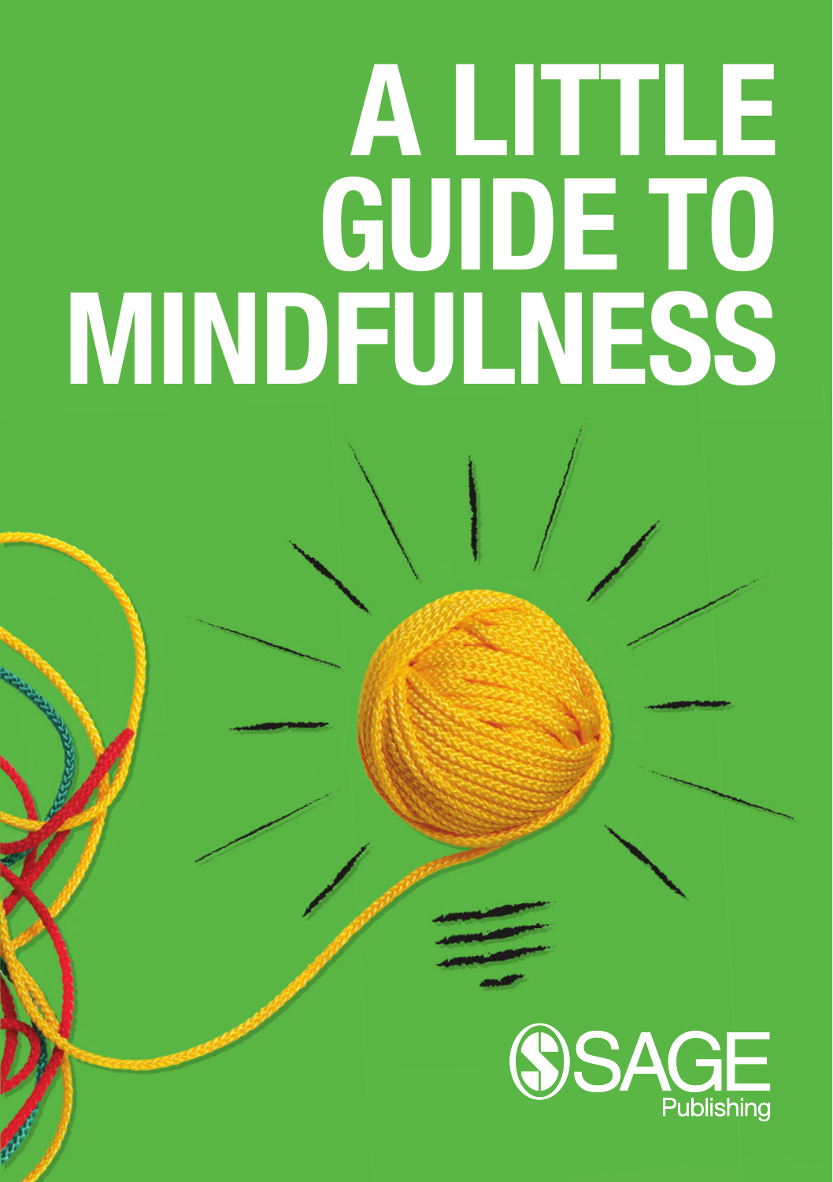# A LITTLE GUIDE TO MINDFULNESS

SAGE Publishing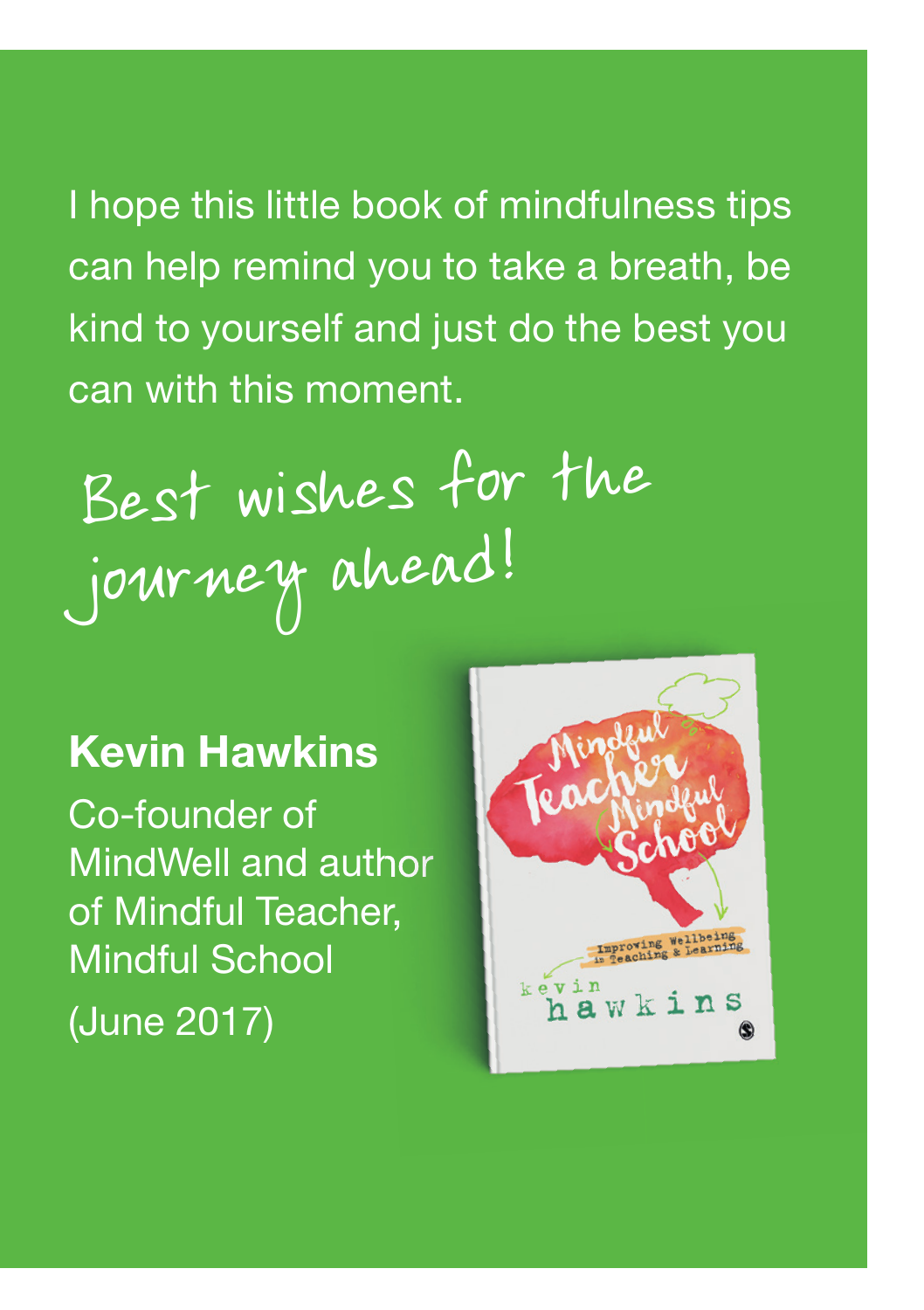I hope this little book of mindfulness tips can help remind you to take a breath, be kind to yourself and just do the best you can with this moment.

*Best wishes for the journey ahead!*

**Kevin Hawkins**

Co-founder of MindWell and author of Mindful Teacher, Mindful School

(June 2017)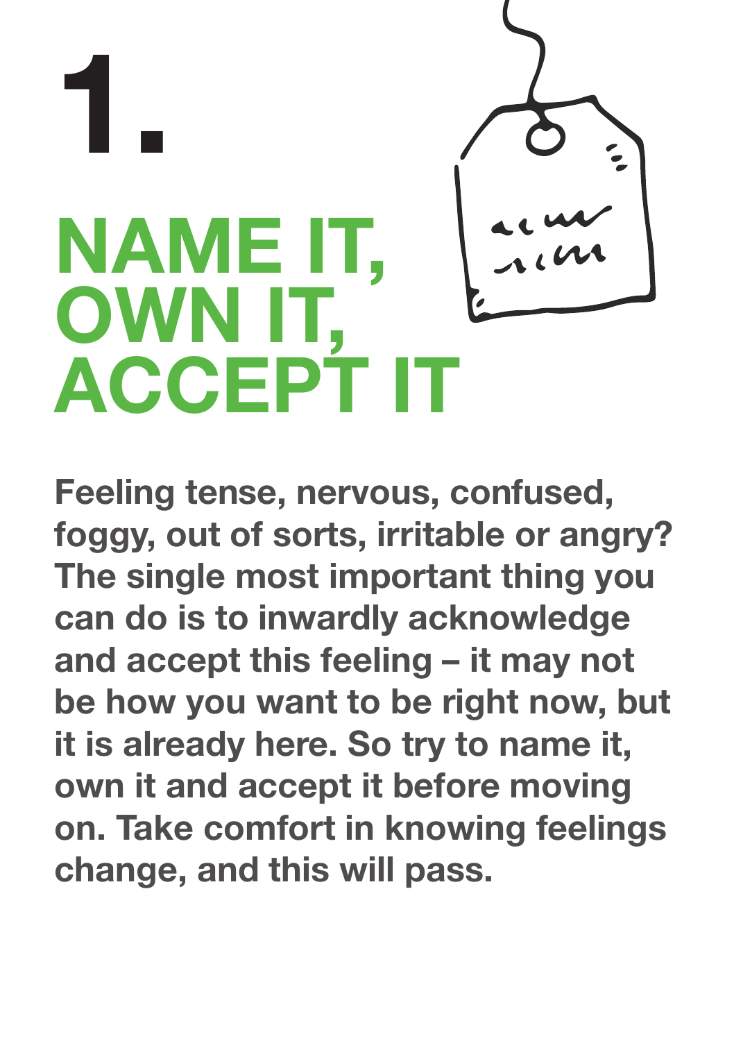# 1.

## NAME IT, OWN IT, ACCEPT IT

**Feeling tense, nervous, confused, foggy, out of sorts, irritable or angry? The single most important thing you can do is to inwardly acknowledge and accept this feeling – it may not be how you want to be right now, but it is already here. So try to name it, own it and accept it before moving on. Take comfort in knowing feelings change, and this will pass.**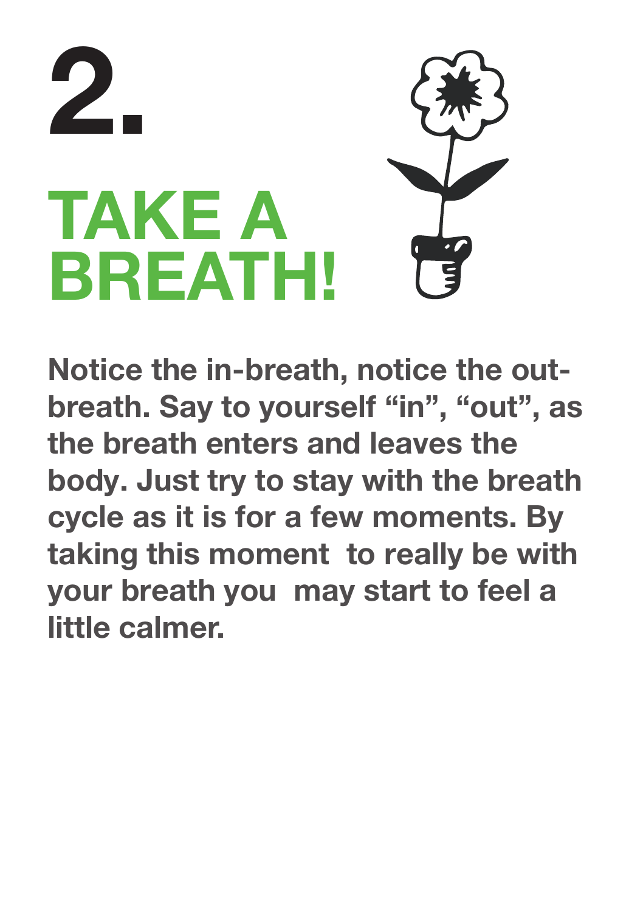# 2.

# TAKE A BREATH!

**Notice the in-breath, notice the out-breath. Say to yourself "in", "out", as the breath enters and leaves the body. Just try to stay with the breath cycle as it is for a few moments. By taking this moment to really be with your breath you may start to feel a little calmer.**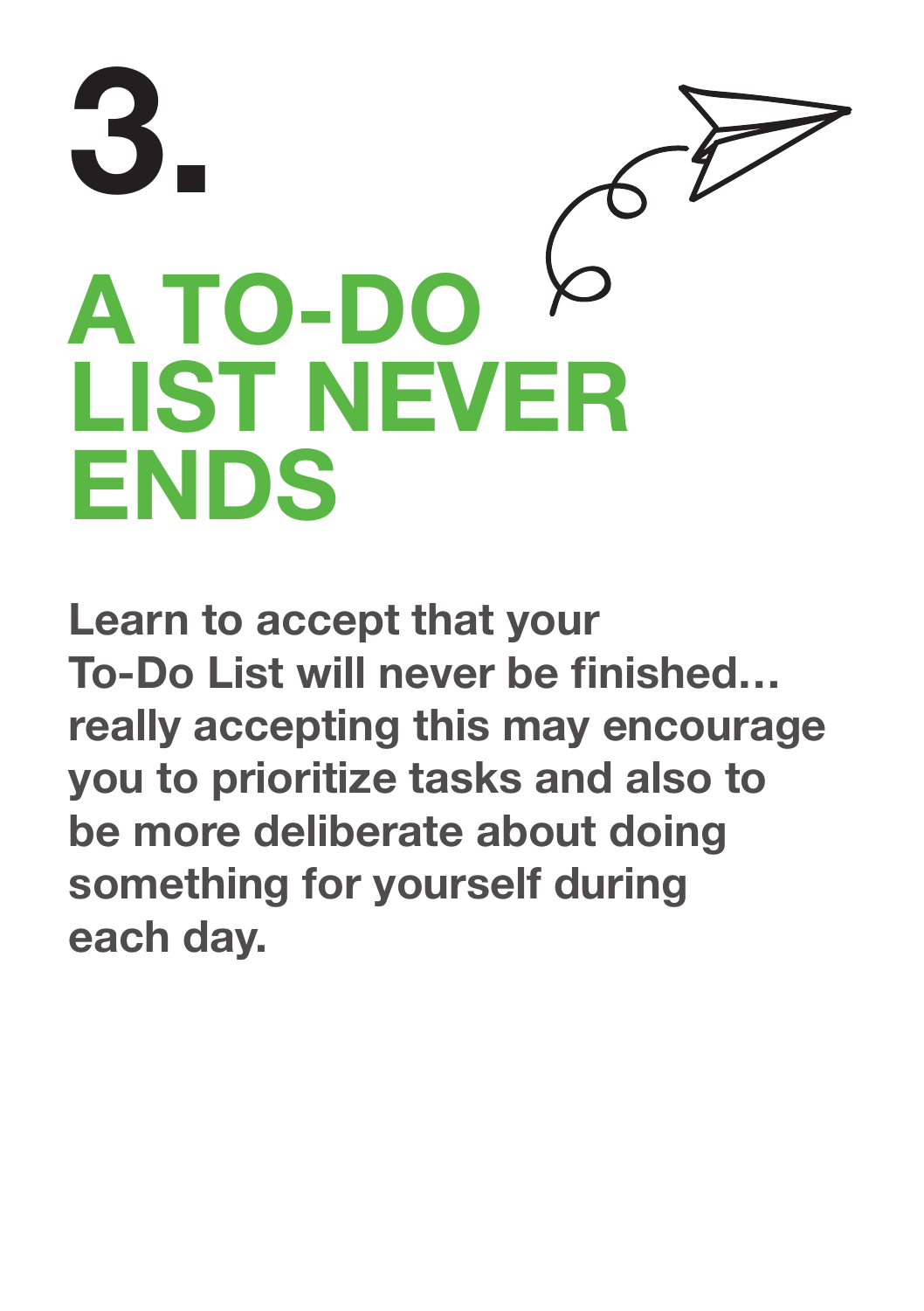# 3.

# A TO-DO LIST NEVER ENDS

**Learn to accept that your To-Do List will never be finished… really accepting this may encourage you to prioritize tasks and also to be more deliberate about doing something for yourself during each day.**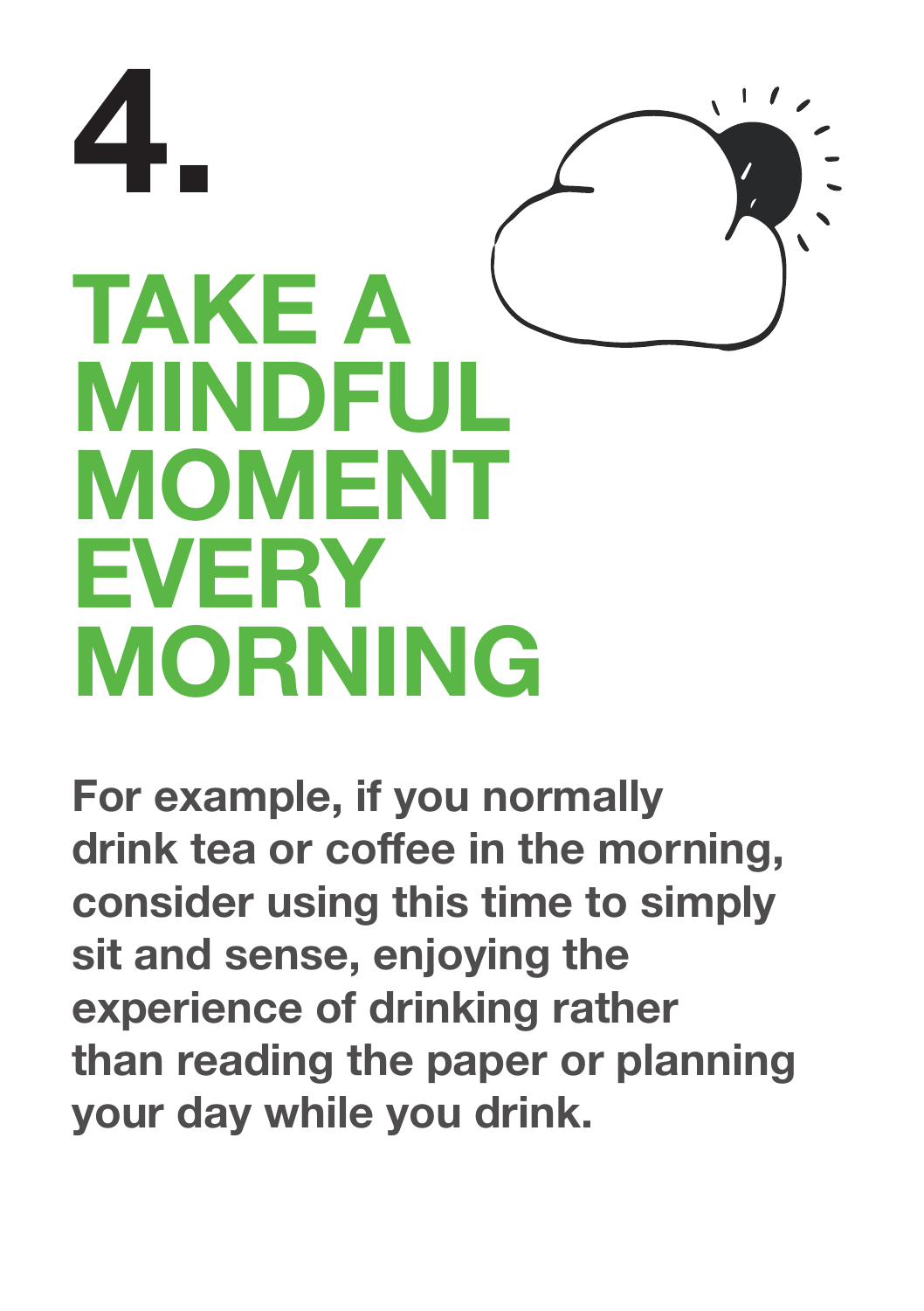# 4.

# TAKE A MINDFUL MOMENT EVERY MORNING

**For example, if you normally drink tea or coffee in the morning, consider using this time to simply sit and sense, enjoying the experience of drinking rather than reading the paper or planning your day while you drink.**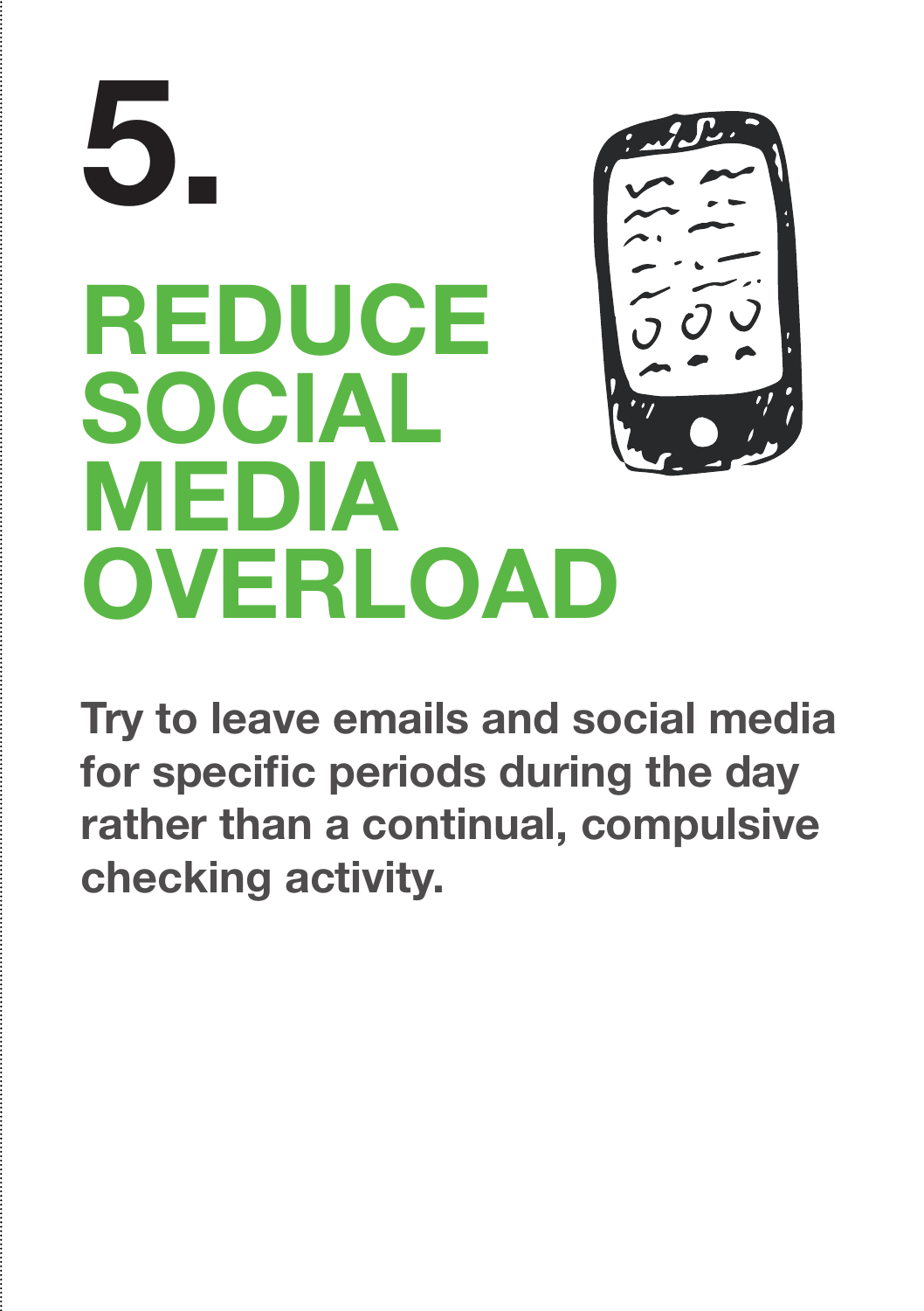# 5.

# REDUCE SOCIAL MEDIA OVERLOAD

**Try to leave emails and social media for specific periods during the day rather than a continual, compulsive checking activity.**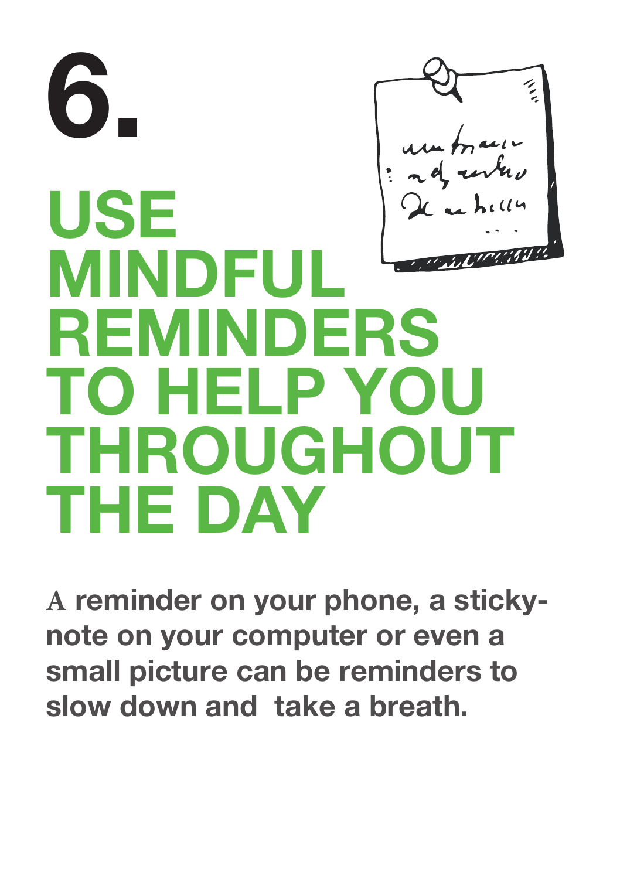# 6.

# USE MINDFUL REMINDERS TO HELP YOU THROUGHOUT THE DAY

**A reminder on your phone, a sticky-note on your computer or even a small picture can be reminders to slow down and take a breath.**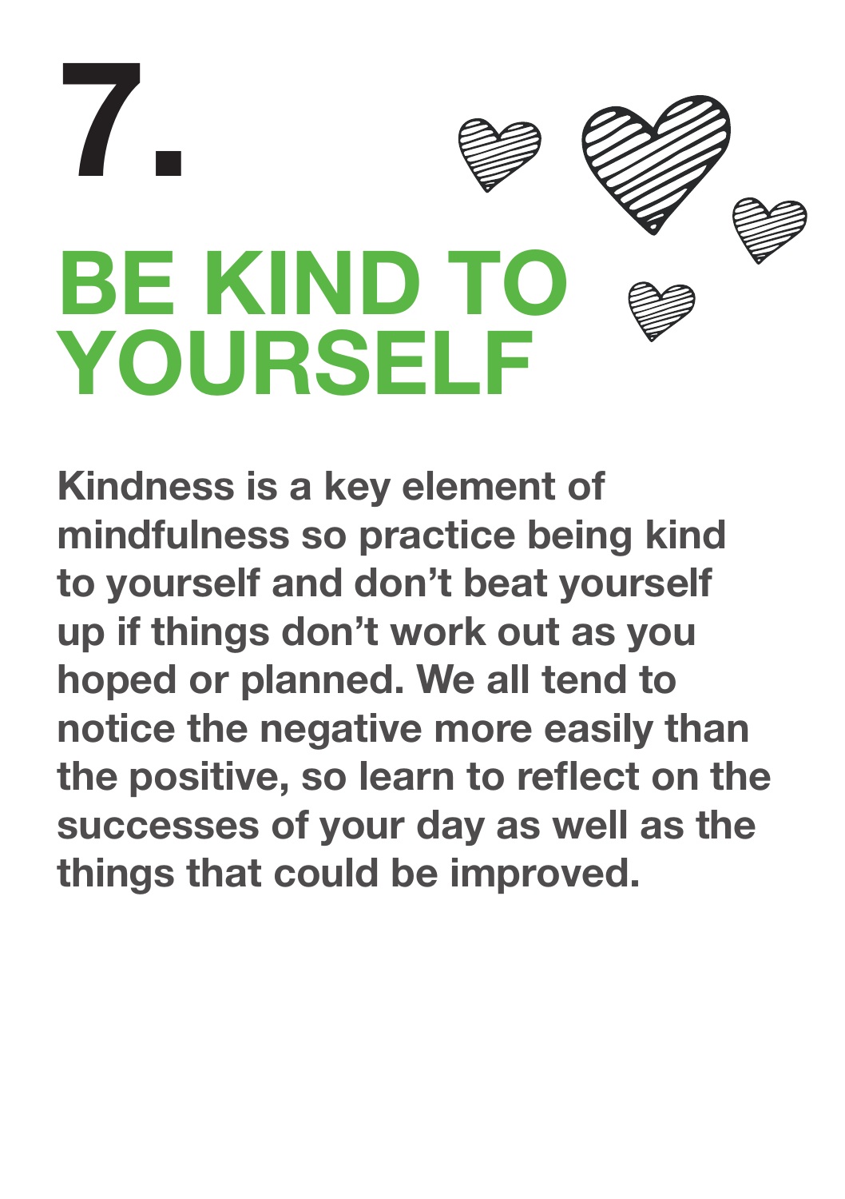# 7.

# BE KIND TO YOURSELF

**Kindness is a key element of mindfulness so practice being kind to yourself and don't beat yourself up if things don't work out as you hoped or planned. We all tend to notice the negative more easily than the positive, so learn to reflect on the successes of your day as well as the things that could be improved.**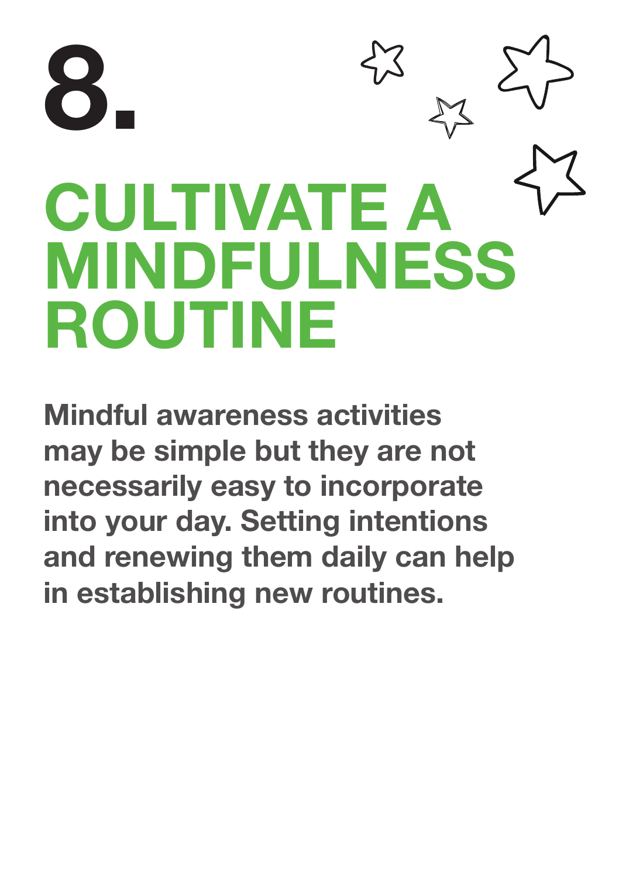# 8.

## CULTIVATE A MINDFULNESS ROUTINE

**Mindful awareness activities may be simple but they are not necessarily easy to incorporate into your day. Setting intentions and renewing them daily can help in establishing new routines.**